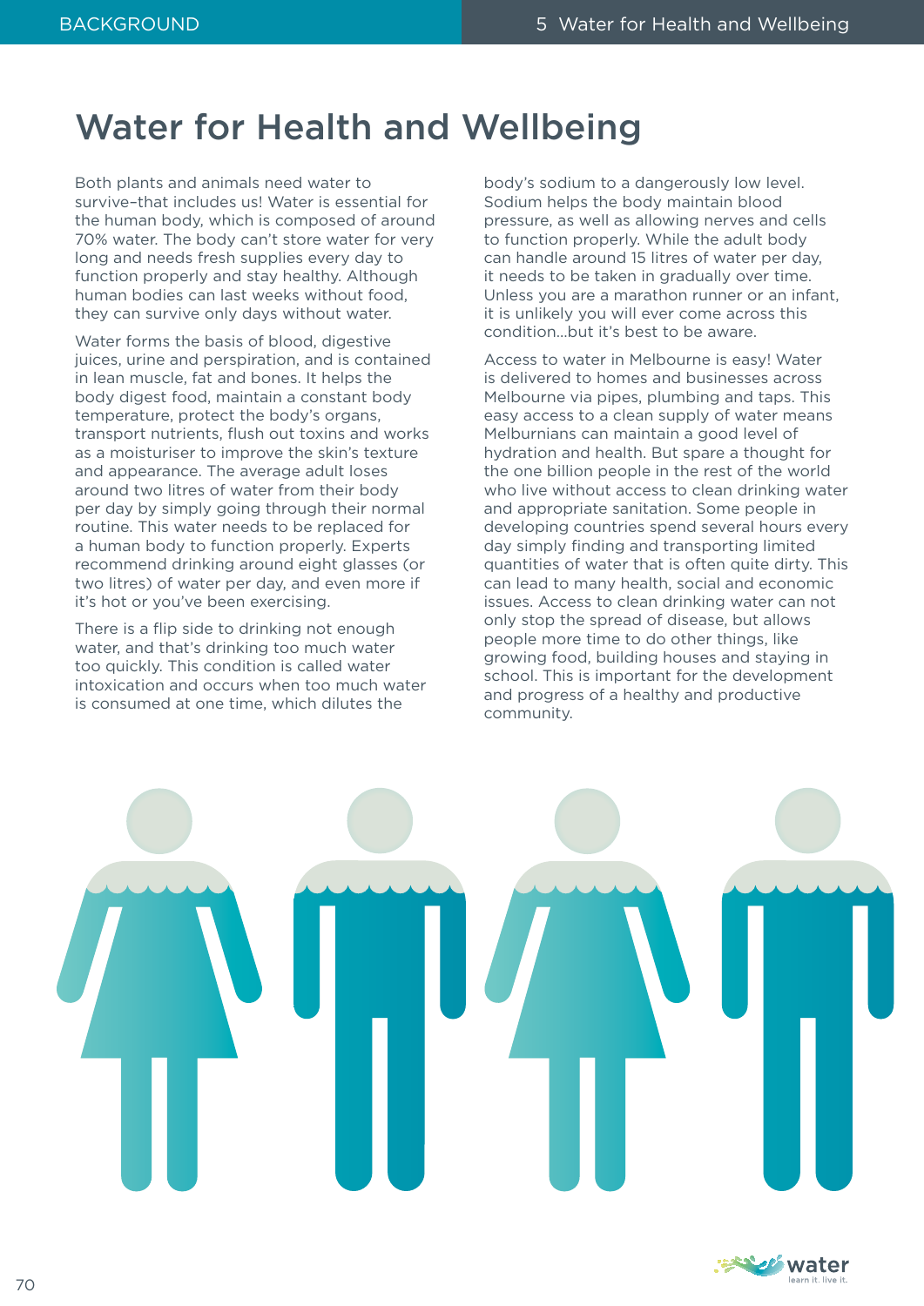# Water for Health and Wellbeing

Both plants and animals need water to survive–that includes us! Water is essential for the human body, which is composed of around 70% water. The body can't store water for very long and needs fresh supplies every day to function properly and stay healthy. Although human bodies can last weeks without food, they can survive only days without water.

Water forms the basis of blood, digestive juices, urine and perspiration, and is contained in lean muscle, fat and bones. It helps the body digest food, maintain a constant body temperature, protect the body's organs, transport nutrients, flush out toxins and works as a moisturiser to improve the skin's texture and appearance. The average adult loses around two litres of water from their body per day by simply going through their normal routine. This water needs to be replaced for a human body to function properly. Experts recommend drinking around eight glasses (or two litres) of water per day, and even more if it's hot or you've been exercising.

There is a flip side to drinking not enough water, and that's drinking too much water too quickly. This condition is called water intoxication and occurs when too much water is consumed at one time, which dilutes the body's sodium to a dangerously low level. Sodium helps the body maintain blood pressure, as well as allowing nerves and cells to function properly. While the adult body can handle around 15 litres of water per day, it needs to be taken in gradually over time. Unless you are a marathon runner or an infant, it is unlikely you will ever come across this condition…but it's best to be aware.

Access to water in Melbourne is easy! Water is delivered to homes and businesses across Melbourne via pipes, plumbing and taps. This easy access to a clean supply of water means Melburnians can maintain a good level of hydration and health. But spare a thought for the one billion people in the rest of the world who live without access to clean drinking water and appropriate sanitation. Some people in developing countries spend several hours every day simply finding and transporting limited quantities of water that is often quite dirty. This can lead to many health, social and economic issues. Access to clean drinking water can not only stop the spread of disease, but allows people more time to do other things, like growing food, building houses and staying in school. This is important for the development and progress of a healthy and productive community.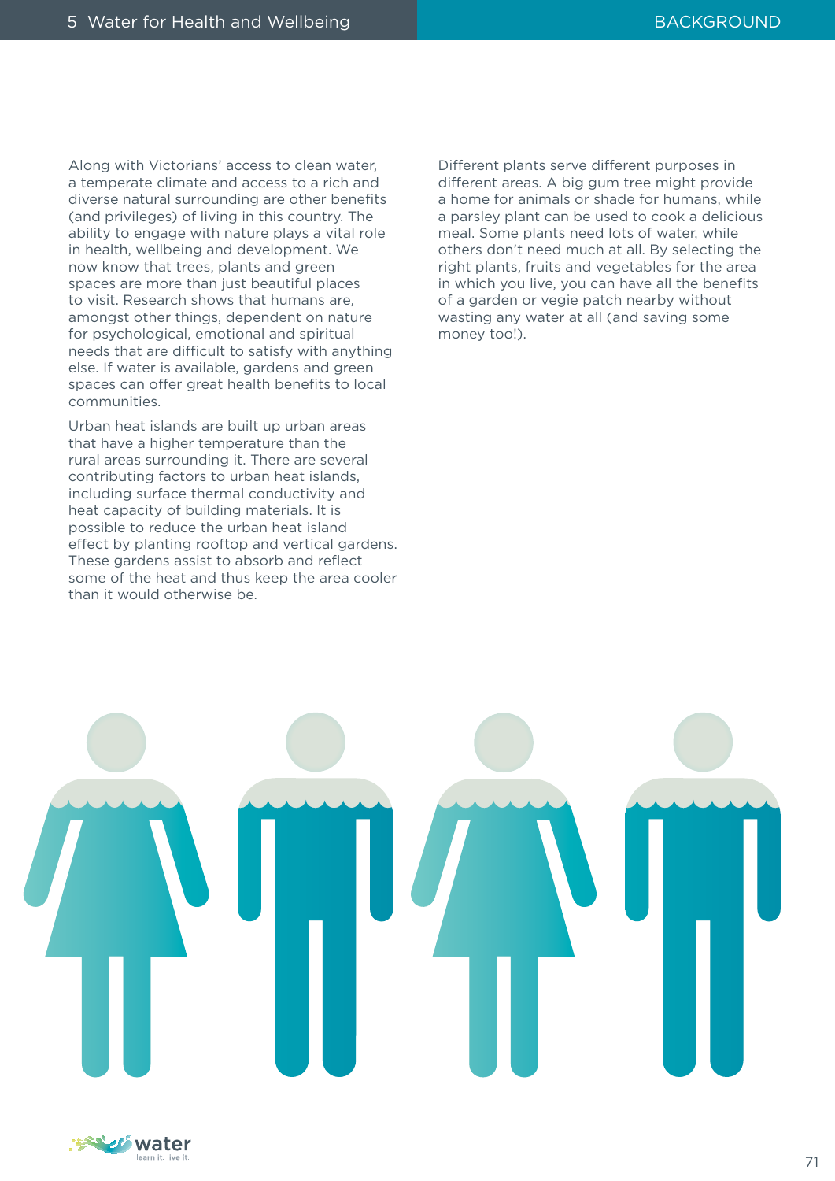Along with Victorians' access to clean water, a temperate climate and access to a rich and diverse natural surrounding are other benefits (and privileges) of living in this country. The ability to engage with nature plays a vital role in health, wellbeing and development. We now know that trees, plants and green spaces are more than just beautiful places to visit. Research shows that humans are, amongst other things, dependent on nature for psychological, emotional and spiritual needs that are difficult to satisfy with anything else. If water is available, gardens and green spaces can offer great health benefits to local communities.

Urban heat islands are built up urban areas that have a higher temperature than the rural areas surrounding it. There are several contributing factors to urban heat islands, including surface thermal conductivity and heat capacity of building materials. It is possible to reduce the urban heat island effect by planting rooftop and vertical gardens. These gardens assist to absorb and reflect some of the heat and thus keep the area cooler than it would otherwise be.

Different plants serve different purposes in different areas. A big gum tree might provide a home for animals or shade for humans, while a parsley plant can be used to cook a delicious meal. Some plants need lots of water, while others don't need much at all. By selecting the right plants, fruits and vegetables for the area in which you live, you can have all the benefits of a garden or vegie patch nearby without wasting any water at all (and saving some money too!).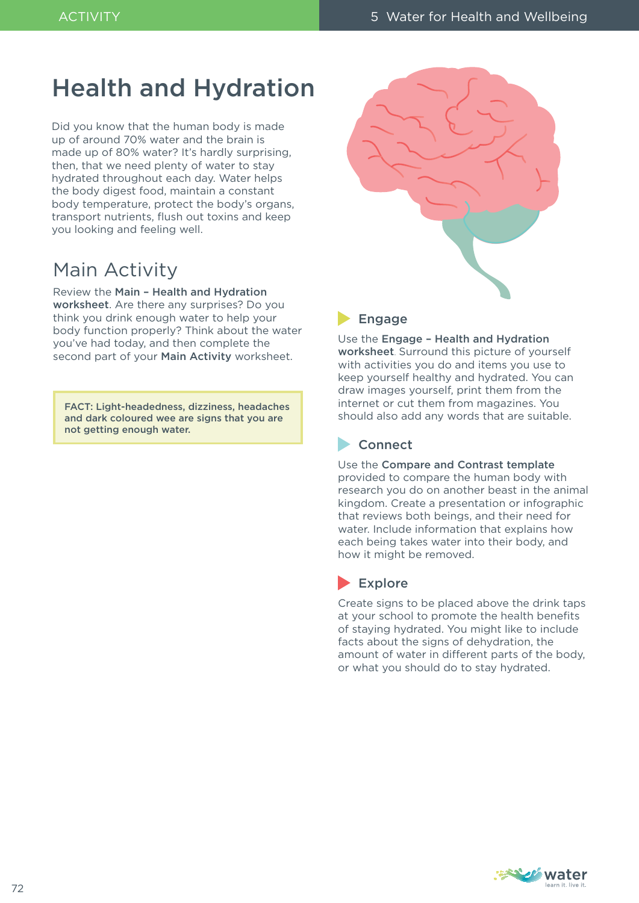# Health and Hydration

Did you know that the human body is made up of around 70% water and the brain is made up of 80% water? It's hardly surprising, then, that we need plenty of water to stay hydrated throughout each day. Water helps the body digest food, maintain a constant body temperature, protect the body's organs, transport nutrients, flush out toxins and keep you looking and feeling well.

## Main Activity

Review the **Main – Health and Hydration worksheet**. Are there any surprises? Do you think you drink enough water to help your body function properly? Think about the water you've had today, and then complete the second part of your **Main Activity** worksheet.

> **FACT: Light-headedness, dizziness, headaches and dark coloured wee are signs that you are not getting enough water.**

## Engage

Use the **Engage – Health and Hydration worksheet**. Surround this picture of yourself with activities you do and items you use to keep yourself healthy and hydrated. You can draw images yourself, print them from the internet or cut them from magazines. You should also add any words that are suitable.

## Connect

Use the **Compare and Contrast template** provided to compare the human body with research you do on another beast in the animal kingdom. Create a presentation or infographic that reviews both beings, and their need for water. Include information that explains how each being takes water into their body, and how it might be removed.

## Explore

Create signs to be placed above the drink taps at your school to promote the health benefits of staying hydrated. You might like to include facts about the signs of dehydration, the amount of water in different parts of the body, or what you should do to stay hydrated.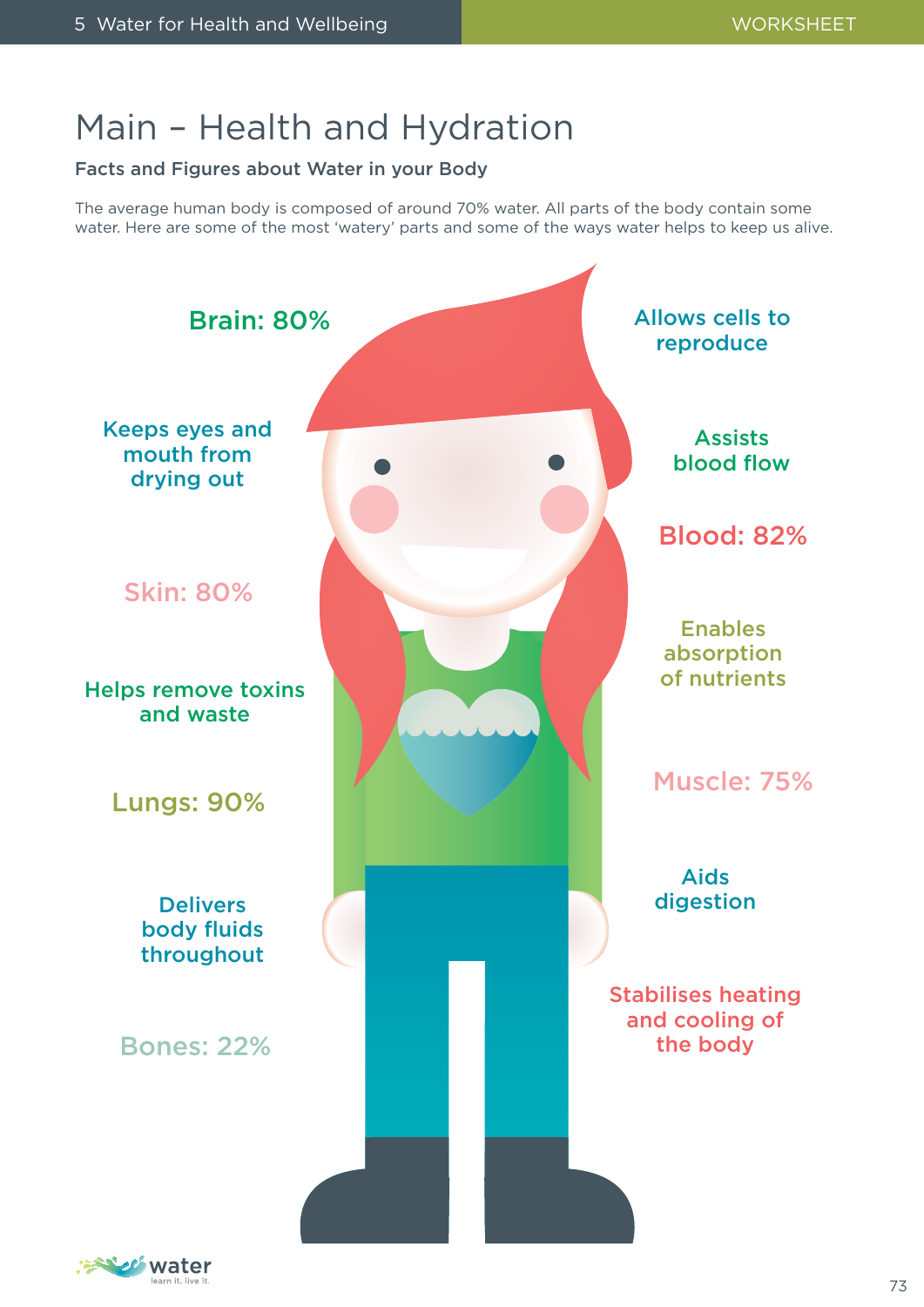# Main – Health and Hydration

**Facts and Figures about Water in your Body**

The average human body is composed of around 70% water. All parts of the body contain some water. Here are some of the most 'watery' parts and some of the ways water helps to keep us alive.

Brain: 80%

Keeps eyes and mouth from drying out

Skin: 80%

Helps remove toxins and waste

Lungs: 90%

Delivers body fluids throughout

Bones: 22%

Allows cells to reproduce

Assists blood flow

Blood: 82%

Enables absorption of nutrients

Muscle: 75%

Aids digestion

Stabilises heating and cooling of the body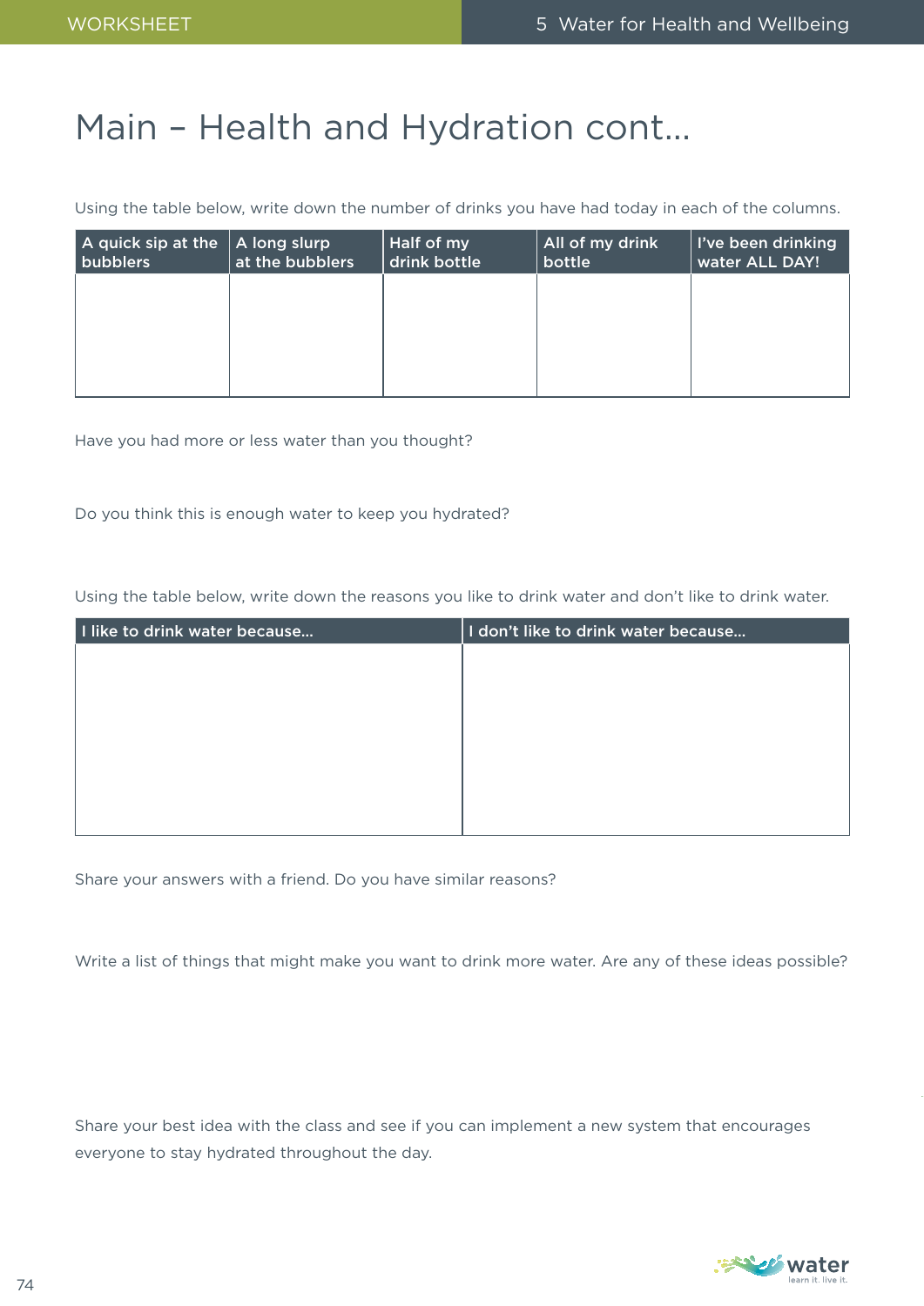# Main – Health and Hydration cont...

Using the table below, write down the number of drinks you have had today in each of the columns.

| A quick sip at the bubblers | A long slurp at the bubblers | Half of my drink bottle | All of my drink bottle | I've been drinking water ALL DAY! |
|---|---|---|---|---|
| | | | | |

Have you had more or less water than you thought?

Do you think this is enough water to keep you hydrated?

Using the table below, write down the reasons you like to drink water and don't like to drink water.

| I like to drink water because... | I don't like to drink water because... |
|---|---|
| | |

Share your answers with a friend. Do you have similar reasons?

Write a list of things that might make you want to drink more water. Are any of these ideas possible?

Share your best idea with the class and see if you can implement a new system that encourages everyone to stay hydrated throughout the day.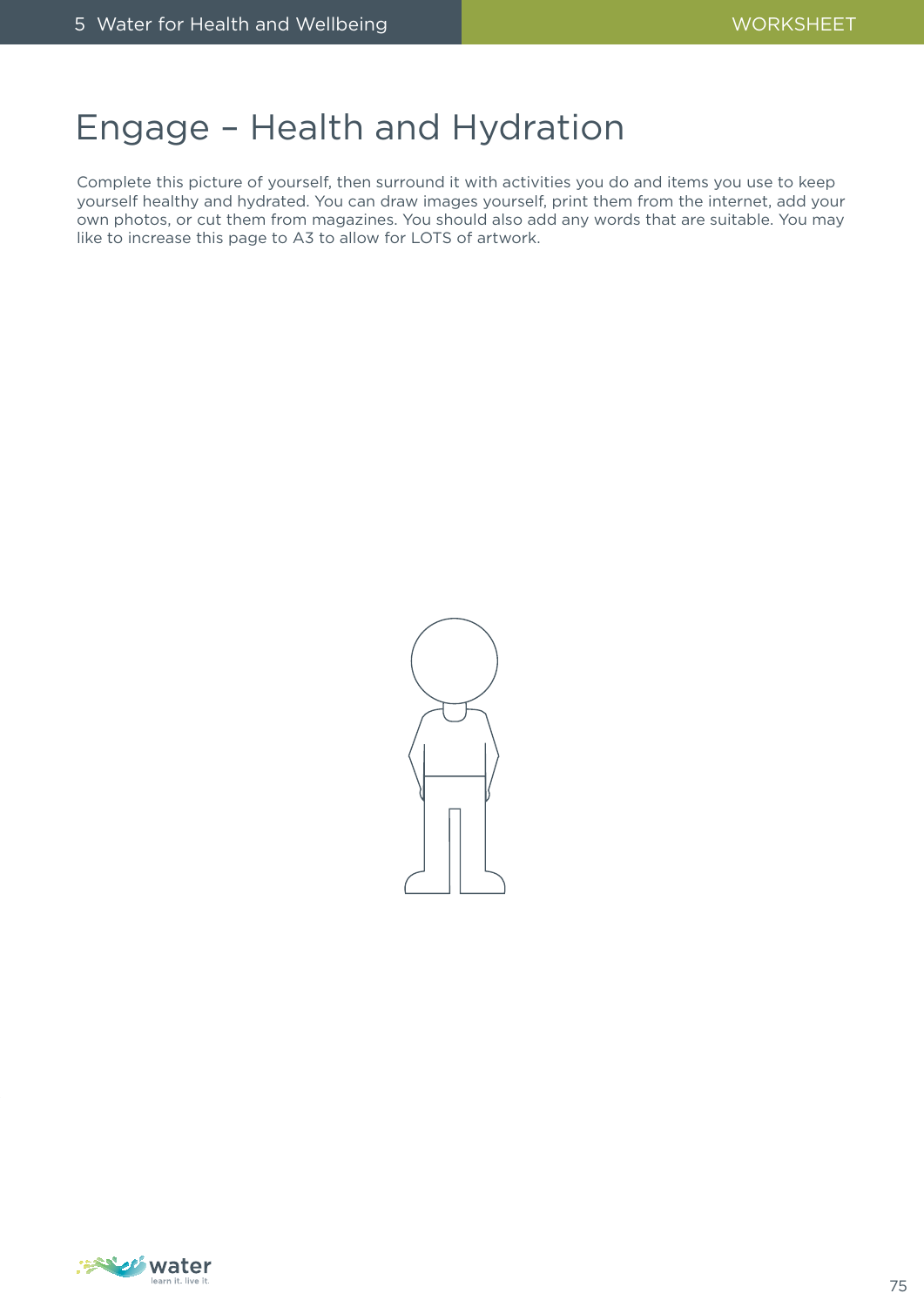# Engage – Health and Hydration

Complete this picture of yourself, then surround it with activities you do and items you use to keep yourself healthy and hydrated. You can draw images yourself, print them from the internet, add your own photos, or cut them from magazines. You should also add any words that are suitable. You may like to increase this page to A3 to allow for LOTS of artwork.